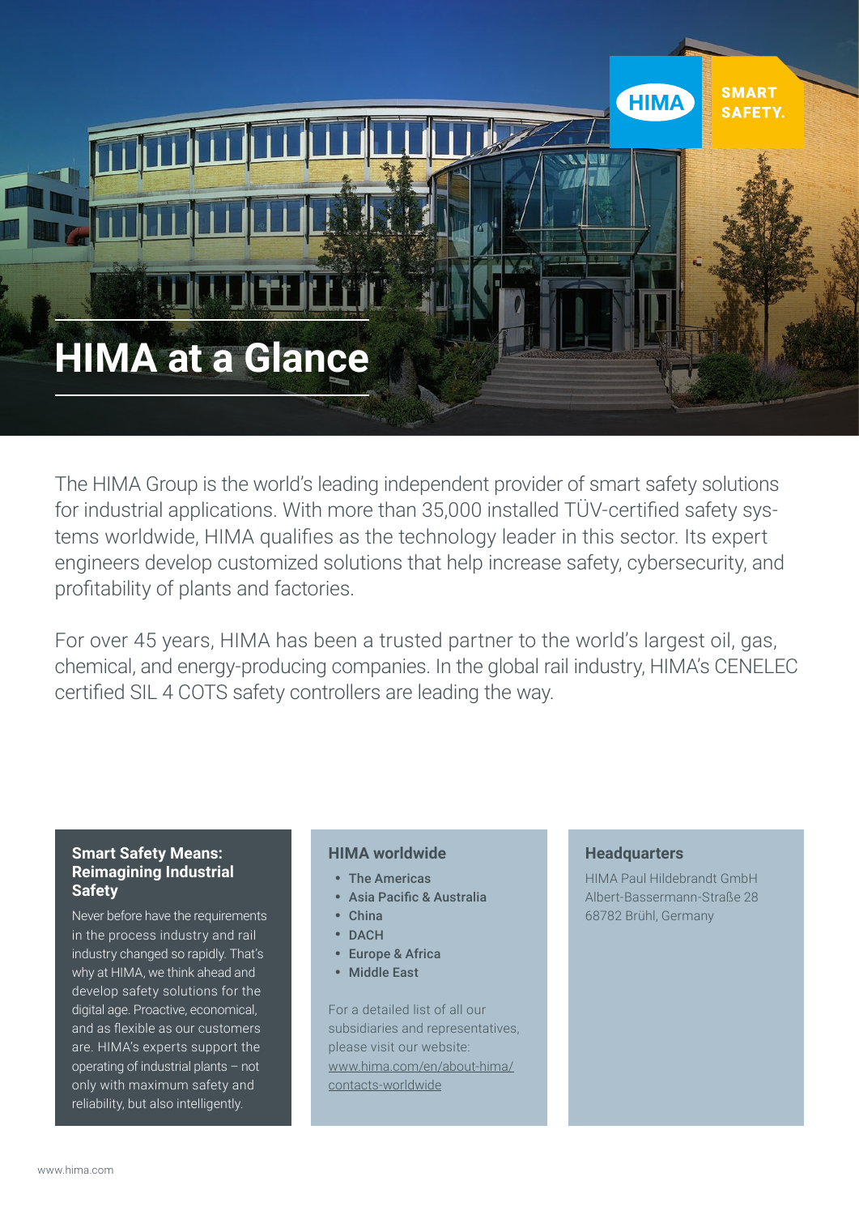# HIMA at a Glance

The HIMA Group is the world's leading independent provider of smart safety solutions for industrial applications. With more than 35,000 installed TÜV-certified safety systems worldwide, HIMA qualifies as the technology leader in this sector. Its expert engineers develop customized solutions that help increase safety, cybersecurity, and profitability of plants and factories.

For over 45 years, HIMA has been a trusted partner to the world's largest oil, gas, chemical, and energy-producing companies. In the global rail industry, HIMA's CENELEC certified SIL 4 COTS safety controllers are leading the way.

### Smart Safety Means: Reimagining Industrial Safety

Never before have the requirements in the process industry and rail industry changed so rapidly. That's why at HIMA, we think ahead and develop safety solutions for the digital age. Proactive, economical, and as flexible as our customers are. HIMA's experts support the operating of industrial plants – not only with maximum safety and reliability, but also intelligently.

### HIMA worldwide

- **The Americas**
- **Asia Pacific & Australia**
- **China**
- **DACH**
- **Europe & Africa**
- **Middle East**

For a detailed list of all our subsidiaries and representatives, please visit our website: www.hima.com/en/about-hima/contacts-worldwide

### Headquarters

HIMA Paul Hildebrandt GmbH
Albert-Bassermann-Straße 28
68782 Brühl, Germany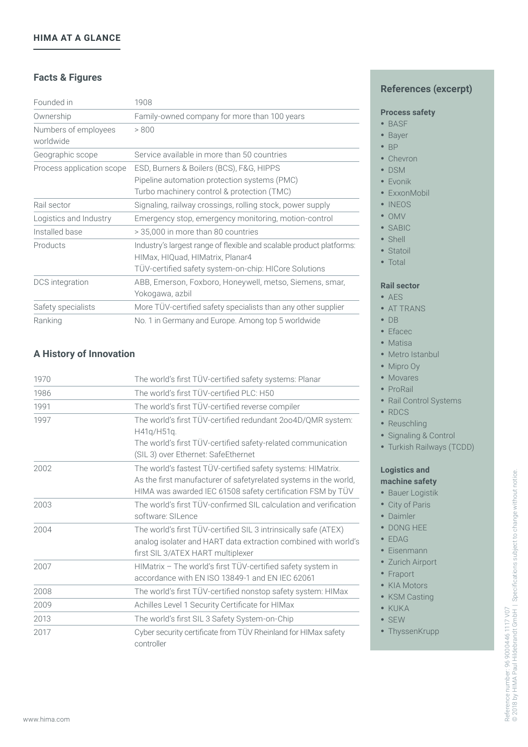## HIMA AT A GLANCE

### Facts & Figures

| | |
|---|---|
| Founded in | 1908 |
| Ownership | Family-owned company for more than 100 years |
| Numbers of employees worldwide | > 800 |
| Geographic scope | Service available in more than 50 countries |
| Process application scope | ESD, Burners & Boilers (BCS), F&G, HIPPS<br>Pipeline automation protection systems (PMC)<br>Turbo machinery control & protection (TMC) |
| Rail sector | Signaling, railway crossings, rolling stock, power supply |
| Logistics and Industry | Emergency stop, emergency monitoring, motion-control |
| Installed base | > 35,000 in more than 80 countries |
| Products | Industry's largest range of flexible and scalable product platforms: HIMax, HIQuad, HIMatrix, Planar4<br>TÜV-certified safety system-on-chip: HICore Solutions |
| DCS integration | ABB, Emerson, Foxboro, Honeywell, metso, Siemens, smar, Yokogawa, azbil |
| Safety specialists | More TÜV-certified safety specialists than any other supplier |
| Ranking | No. 1 in Germany and Europe. Among top 5 worldwide |

### A History of Innovation

| | |
|---|---|
| 1970 | The world's first TÜV-certified safety systems: Planar |
| 1986 | The world's first TÜV-certified PLC: H50 |
| 1991 | The world's first TÜV-certified reverse compiler |
| 1997 | The world's first TÜV-certified redundant 2oo4D/QMR system: H41q/H51q.<br>The world's first TÜV-certified safety-related communication (SIL 3) over Ethernet: SafeEthernet |
| 2002 | The world's fastest TÜV-certified safety systems: HIMatrix.<br>As the first manufacturer of safetyrelated systems in the world, HIMA was awarded IEC 61508 safety certification FSM by TÜV |
| 2003 | The world's first TÜV-confirmed SIL calculation and verification software: SILence |
| 2004 | The world's first TÜV-certified SIL 3 intrinsically safe (ATEX) analog isolater and HART data extraction combined with world's first SIL 3/ATEX HART multiplexer |
| 2007 | HIMatrix – The world's first TÜV-certified safety system in accordance with EN ISO 13849-1 and EN IEC 62061 |
| 2008 | The world's first TÜV-certified nonstop safety system: HIMax |
| 2009 | Achilles Level 1 Security Certificate for HIMax |
| 2013 | The world's first SIL 3 Safety System-on-Chip |
| 2017 | Cyber security certificate from TÜV Rheinland for HIMax safety controller |

### References (excerpt)

**Process safety**

- BASF
- Bayer
- BP
- Chevron
- DSM
- Evonik
- ExxonMobil
- INEOS
- OMV
- SABIC
- Shell
- Statoil
- Total

**Rail sector**

- AES
- AT TRANS
- DB
- Efacec
- Matisa
- Metro Istanbul
- Mipro Oy
- Movares
- ProRail
- Rail Control Systems
- RDCS
- Reuschling
- Signaling & Control
- Turkish Railways (TCDD)

**Logistics and machine safety**

- Bauer Logistik
- City of Paris
- Daimler
- DONG HEE
- EDAG
- Eisenmann
- Zurich Airport
- Fraport
- KIA Motors
- KSM Casting
- KUKA
- SEW
- ThyssenKrupp

www.hima.com

Reference number: 96 9000446 1117 V07
© 2018 by HIMA Paul Hildebrandt GmbH | Specifications subject to change without notice.